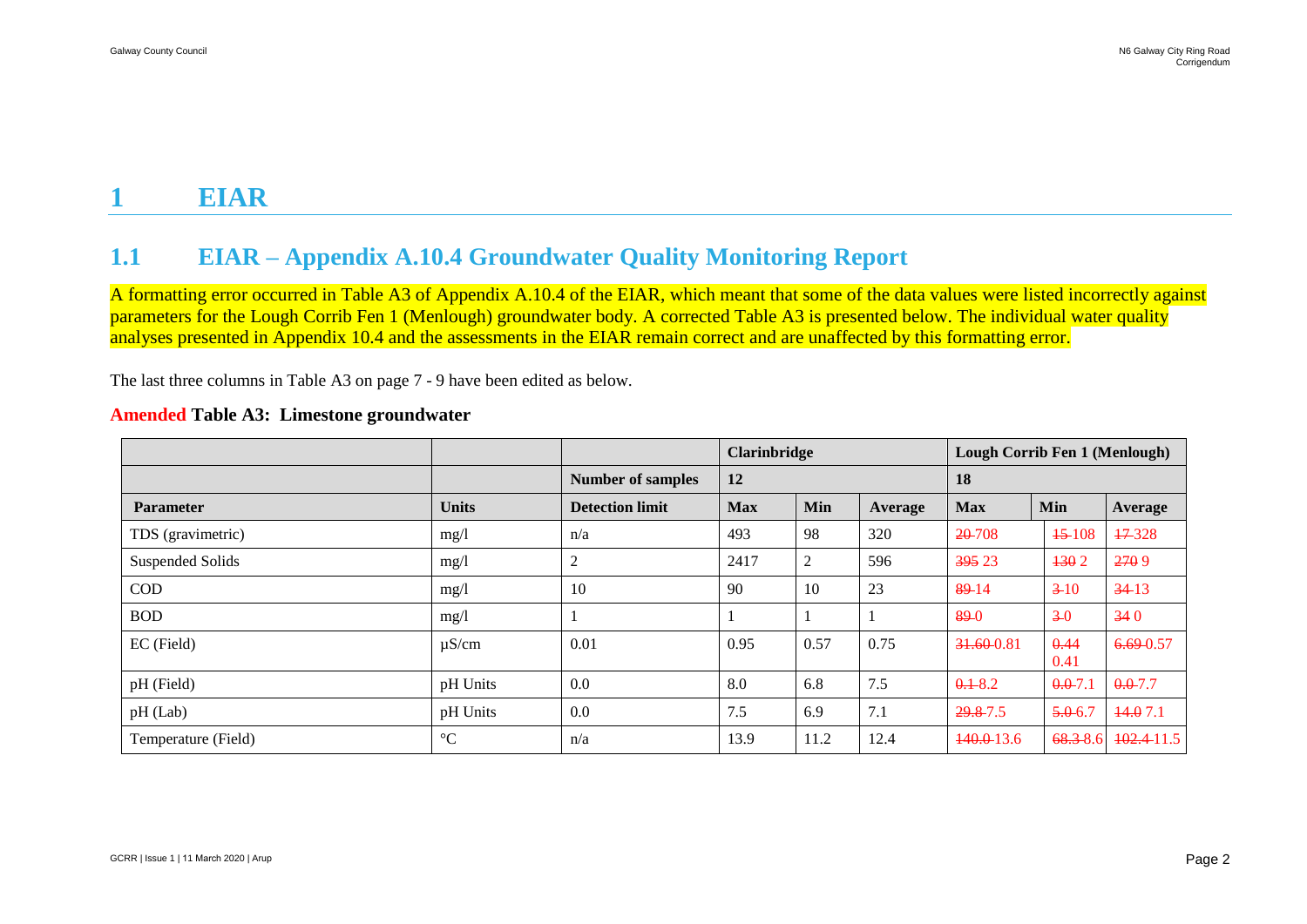# 1 EIAR

## 1.1 EIAR – Appendix A.10.4 Groundwater Quality Monitoring Report

A formatting error occurred in Table A3 of Appendix A.10.4 of the EIAR, which meant that some of the data values were listed incorrectly against parameters for the Lough Corrib Fen 1 (Menlough) groundwater body. A corrected Table A3 is presented below. The individual water quality analyses presented in Appendix 10.4 and the assessments in the EIAR remain correct and are unaffected by this formatting error.

The last three columns in Table A3 on page 7 - 9 have been edited as below.

**Amended Table A3: Limestone groundwater**

| | | | Clarinbridge | | | Lough Corrib Fen 1 (Menlough) | | |
|---|---|---|---|---|---|---|---|---|
| | | Number of samples | 12 | | | 18 | | |
| Parameter | Units | Detection limit | Max | Min | Average | Max | Min | Average |
| TDS (gravimetric) | mg/l | n/a | 493 | 98 | 320 | ~~20~~ 708 | ~~15~~ 108 | ~~17~~ 328 |
| Suspended Solids | mg/l | 2 | 2417 | 2 | 596 | ~~395~~ 23 | ~~130~~ 2 | ~~270~~ 9 |
| COD | mg/l | 10 | 90 | 10 | 23 | ~~89~~ 14 | ~~3~~ 10 | ~~34~~ 13 |
| BOD | mg/l | 1 | 1 | 1 | 1 | ~~89~~ 0 | ~~3~~ 0 | ~~34~~ 0 |
| EC (Field) | μS/cm | 0.01 | 0.95 | 0.57 | 0.75 | ~~31.60~~ 0.81 | ~~0.44~~ 0.41 | ~~6.69~~ 0.57 |
| pH (Field) | pH Units | 0.0 | 8.0 | 6.8 | 7.5 | ~~0.1~~ 8.2 | ~~0.0~~ 7.1 | ~~0.0~~ 7.7 |
| pH (Lab) | pH Units | 0.0 | 7.5 | 6.9 | 7.1 | ~~29.8~~ 7.5 | ~~5.0~~ 6.7 | ~~14.0~~ 7.1 |
| Temperature (Field) | °C | n/a | 13.9 | 11.2 | 12.4 | ~~140.0~~ 13.6 | ~~68.3~~ 8.6 | ~~102.4~~ 11.5 |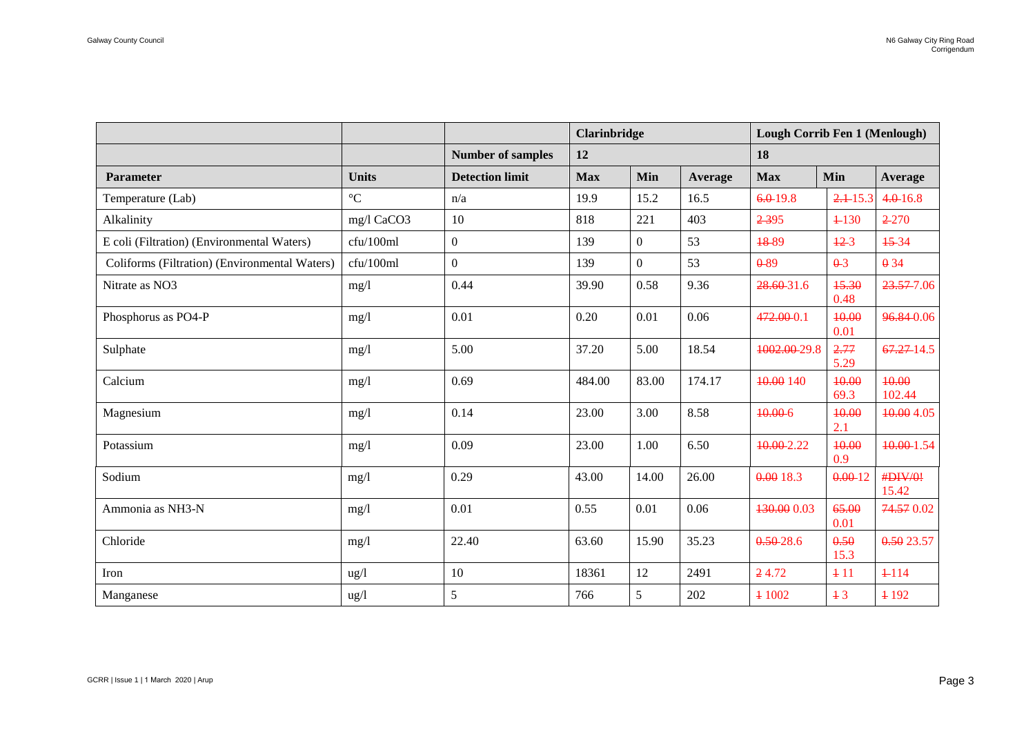| | | | Clarinbridge | | | Lough Corrib Fen 1 (Menlough) | | |
|---|---|---|---|---|---|---|---|---|
| | | Number of samples | 12 | | | 18 | | |
| **Parameter** | **Units** | **Detection limit** | **Max** | **Min** | **Average** | **Max** | **Min** | **Average** |
| Temperature (Lab) | °C | n/a | 19.9 | 15.2 | 16.5 | ~~6.0~~ 19.8 | ~~2.1~~ 15.3 | ~~4.0~~ 16.8 |
| Alkalinity | mg/l $CaCO_3$ | 10 | 818 | 221 | 403 | ~~2~~ 395 | ~~1~~ 130 | ~~2~~ 270 |
| E coli (Filtration) (Environmental Waters) | cfu/100ml | 0 | 139 | 0 | 53 | ~~18~~ 89 | ~~12~~ 3 | ~~15~~ 34 |
| Coliforms (Filtration) (Environmental Waters) | cfu/100ml | 0 | 139 | 0 | 53 | ~~0~~ 89 | ~~0~~ 3 | ~~0~~ 34 |
| Nitrate as $NO_3$ | mg/l | 0.44 | 39.90 | 0.58 | 9.36 | ~~28.60~~ 31.6 | ~~15.30~~ 0.48 | ~~23.57~~ 7.06 |
| Phosphorus as $PO_4$-P | mg/l | 0.01 | 0.20 | 0.01 | 0.06 | ~~472.00~~ 0.1 | ~~10.00~~ 0.01 | ~~96.84~~ 0.06 |
| Sulphate | mg/l | 5.00 | 37.20 | 5.00 | 18.54 | ~~1002.00~~ 29.8 | ~~2.77~~ 5.29 | ~~67.27~~ 14.5 |
| Calcium | mg/l | 0.69 | 484.00 | 83.00 | 174.17 | ~~10.00~~ 140 | ~~10.00~~ 69.3 | ~~10.00~~ 102.44 |
| Magnesium | mg/l | 0.14 | 23.00 | 3.00 | 8.58 | ~~10.00~~ 6 | ~~10.00~~ 2.1 | ~~10.00~~ 4.05 |
| Potassium | mg/l | 0.09 | 23.00 | 1.00 | 6.50 | ~~10.00~~ 2.22 | ~~10.00~~ 0.9 | ~~10.00~~ 1.54 |
| Sodium | mg/l | 0.29 | 43.00 | 14.00 | 26.00 | ~~0.00~~ 18.3 | ~~0.00~~ 12 | ~~#DIV/0!~~ 15.42 |
| Ammonia as $NH_3$-N | mg/l | 0.01 | 0.55 | 0.01 | 0.06 | ~~130.00~~ 0.03 | ~~65.00~~ 0.01 | ~~74.57~~ 0.02 |
| Chloride | mg/l | 22.40 | 63.60 | 15.90 | 35.23 | ~~0.50~~ 28.6 | ~~0.50~~ 15.3 | ~~0.50~~ 23.57 |
| Iron | ug/l | 10 | 18361 | 12 | 2491 | ~~2~~ 4.72 | ~~1~~ 11 | ~~1~~ 114 |
| Manganese | ug/l | 5 | 766 | 5 | 202 | ~~1~~ 1002 | ~~1~~ 3 | ~~1~~ 192 |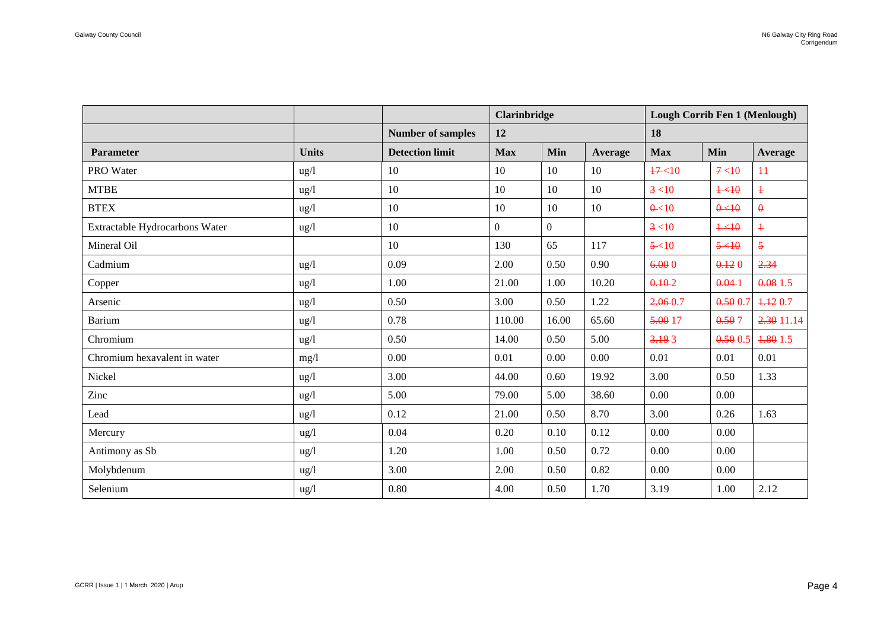| | | | Clarinbridge | | | Lough Corrib Fen 1 (Menlough) | | |
|---|---|---|---|---|---|---|---|---|
| | | **Number of samples** | **12** | | | **18** | | |
| **Parameter** | **Units** | **Detection limit** | **Max** | **Min** | **Average** | **Max** | **Min** | **Average** |
| PRO Water | ug/l | 10 | 10 | 10 | 10 | ~~17~~ <10 | ~~7~~ <10 | 11 |
| MTBE | ug/l | 10 | 10 | 10 | 10 | ~~3~~ <10 | ~~1 <10~~ | ~~1~~ |
| BTEX | ug/l | 10 | 10 | 10 | 10 | ~~0~~<10 | ~~0 <10~~ | ~~0~~ |
| Extractable Hydrocarbons Water | ug/l | 10 | 0 | 0 | | ~~3~~ <10 | ~~1 <10~~ | ~~1~~ |
| Mineral Oil | | 10 | 130 | 65 | 117 | ~~5~~ <10 | ~~5 <10~~ | ~~5~~ |
| Cadmium | ug/l | 0.09 | 2.00 | 0.50 | 0.90 | ~~6.00~~ 0 | ~~0.12~~ 0 | ~~2.34~~ |
| Copper | ug/l | 1.00 | 21.00 | 1.00 | 10.20 | ~~0.10~~ 2 | ~~0.04~~ 1 | ~~0.08~~ 1.5 |
| Arsenic | ug/l | 0.50 | 3.00 | 0.50 | 1.22 | ~~2.06~~ 0.7 | ~~0.50~~ 0.7 | ~~1.12~~ 0.7 |
| Barium | ug/l | 0.78 | 110.00 | 16.00 | 65.60 | ~~5.00~~ 17 | ~~0.50~~ 7 | ~~2.30~~ 11.14 |
| Chromium | ug/l | 0.50 | 14.00 | 0.50 | 5.00 | ~~3.19~~ 3 | ~~0.50~~ 0.5 | ~~1.80~~ 1.5 |
| Chromium hexavalent in water | mg/l | 0.00 | 0.01 | 0.00 | 0.00 | 0.01 | 0.01 | 0.01 |
| Nickel | ug/l | 3.00 | 44.00 | 0.60 | 19.92 | 3.00 | 0.50 | 1.33 |
| Zinc | ug/l | 5.00 | 79.00 | 5.00 | 38.60 | 0.00 | 0.00 | |
| Lead | ug/l | 0.12 | 21.00 | 0.50 | 8.70 | 3.00 | 0.26 | 1.63 |
| Mercury | ug/l | 0.04 | 0.20 | 0.10 | 0.12 | 0.00 | 0.00 | |
| Antimony as Sb | ug/l | 1.20 | 1.00 | 0.50 | 0.72 | 0.00 | 0.00 | |
| Molybdenum | ug/l | 3.00 | 2.00 | 0.50 | 0.82 | 0.00 | 0.00 | |
| Selenium | ug/l | 0.80 | 4.00 | 0.50 | 1.70 | 3.19 | 1.00 | 2.12 |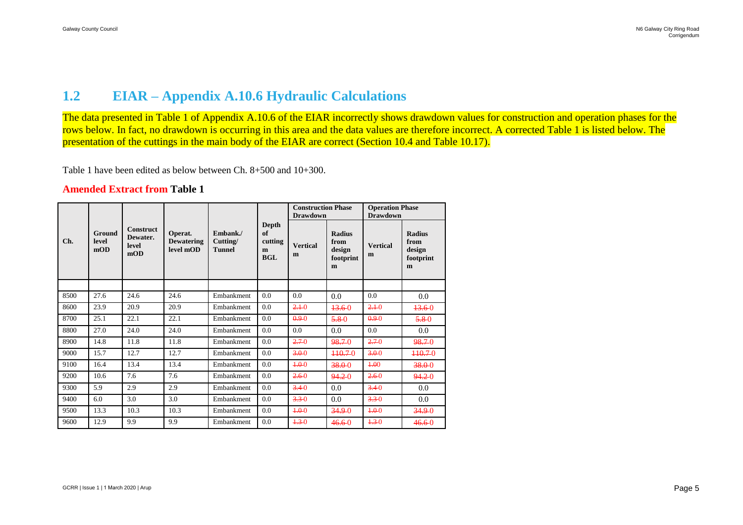## 1.2 EIAR – Appendix A.10.6 Hydraulic Calculations

The data presented in Table 1 of Appendix A.10.6 of the EIAR incorrectly shows drawdown values for construction and operation phases for the rows below. In fact, no drawdown is occurring in this area and the data values are therefore incorrect. A corrected Table 1 is listed below. The presentation of the cuttings in the main body of the EIAR are correct (Section 10.4 and Table 10.17).

Table 1 have been edited as below between Ch. 8+500 and 10+300.

### Amended Extract from Table 1

| Ch. | Ground level mOD | Construct Dewater. level mOD | Operat. Dewatering level mOD | Embank./ Cutting/ Tunnel | Depth of cutting m BGL | Construction Phase Drawdown | | Operation Phase Drawdown | |
|---|---|---|---|---|---|---|---|---|---|
| | | | | | | Vertical m | Radius from design footprint m | Vertical m | Radius from design footprint m |
| | | | | | | | | | |
| 8500 | 27.6 | 24.6 | 24.6 | Embankment | 0.0 | 0.0 | 0.0 | 0.0 | 0.0 |
| 8600 | 23.9 | 20.9 | 20.9 | Embankment | 0.0 | ~~2.1~~ 0 | ~~13.6~~ 0 | ~~2.1~~ 0 | ~~13.6~~ 0 |
| 8700 | 25.1 | 22.1 | 22.1 | Embankment | 0.0 | ~~0.9~~ 0 | ~~5.8~~ 0 | ~~0.9~~ 0 | ~~5.8~~ 0 |
| 8800 | 27.0 | 24.0 | 24.0 | Embankment | 0.0 | 0.0 | 0.0 | 0.0 | 0.0 |
| 8900 | 14.8 | 11.8 | 11.8 | Embankment | 0.0 | ~~2.7~~ 0 | ~~98.7~~ 0 | ~~2.7~~ 0 | ~~98.7~~ 0 |
| 9000 | 15.7 | 12.7 | 12.7 | Embankment | 0.0 | ~~3.0~~ 0 | ~~110.7~~ 0 | ~~3.0~~ 0 | ~~110.7~~ 0 |
| 9100 | 16.4 | 13.4 | 13.4 | Embankment | 0.0 | ~~1.0~~ 0 | ~~38.0~~ 0 | ~~1.0~~ 0 | ~~38.0~~ 0 |
| 9200 | 10.6 | 7.6 | 7.6 | Embankment | 0.0 | ~~2.6~~ 0 | ~~94.2~~ 0 | ~~2.6~~ 0 | ~~94.2~~ 0 |
| 9300 | 5.9 | 2.9 | 2.9 | Embankment | 0.0 | ~~3.4~~ 0 | 0.0 | ~~3.4~~ 0 | 0.0 |
| 9400 | 6.0 | 3.0 | 3.0 | Embankment | 0.0 | ~~3.3~~ 0 | 0.0 | ~~3.3~~ 0 | 0.0 |
| 9500 | 13.3 | 10.3 | 10.3 | Embankment | 0.0 | ~~1.0~~ 0 | ~~34.9~~ 0 | ~~1.0~~ 0 | ~~34.9~~ 0 |
| 9600 | 12.9 | 9.9 | 9.9 | Embankment | 0.0 | ~~1.3~~ 0 | ~~46.6~~ 0 | ~~1.3~~ 0 | ~~46.6~~ 0 |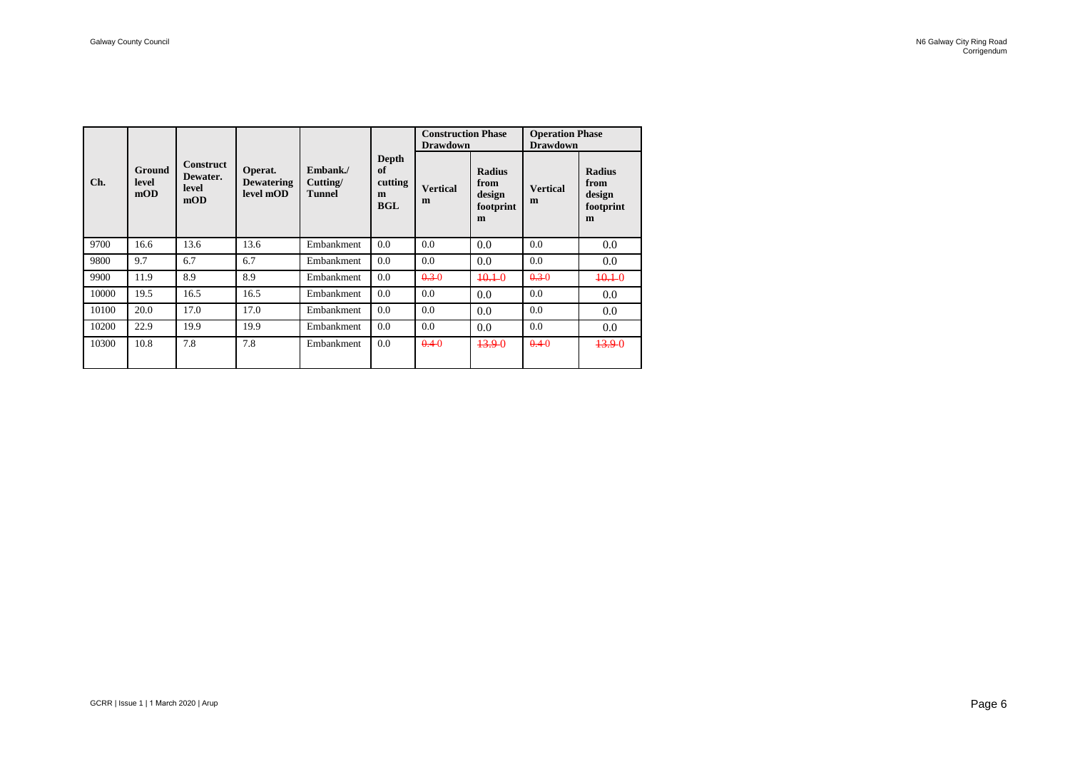| Ch. | Ground level mOD | Construct Dewater. level mOD | Operat. Dewatering level mOD | Embank./ Cutting/ Tunnel | Depth of cutting m BGL | Construction Phase Drawdown | | Operation Phase Drawdown | |
|---|---|---|---|---|---|---|---|---|---|
| | | | | | | Vertical m | Radius from design footprint m | Vertical m | Radius from design footprint m |
| 9700 | 16.6 | 13.6 | 13.6 | Embankment | 0.0 | 0.0 | 0.0 | 0.0 | 0.0 |
| 9800 | 9.7 | 6.7 | 6.7 | Embankment | 0.0 | 0.0 | 0.0 | 0.0 | 0.0 |
| 9900 | 11.9 | 8.9 | 8.9 | Embankment | 0.0 | ~~0.3~~ 0 | ~~10.1~~ 0 | ~~0.3~~ 0 | ~~10.1~~ 0 |
| 10000 | 19.5 | 16.5 | 16.5 | Embankment | 0.0 | 0.0 | 0.0 | 0.0 | 0.0 |
| 10100 | 20.0 | 17.0 | 17.0 | Embankment | 0.0 | 0.0 | 0.0 | 0.0 | 0.0 |
| 10200 | 22.9 | 19.9 | 19.9 | Embankment | 0.0 | 0.0 | 0.0 | 0.0 | 0.0 |
| 10300 | 10.8 | 7.8 | 7.8 | Embankment | 0.0 | ~~0.4~~ 0 | ~~13.9~~ 0 | ~~0.4~~ 0 | ~~13.9~~ 0 |